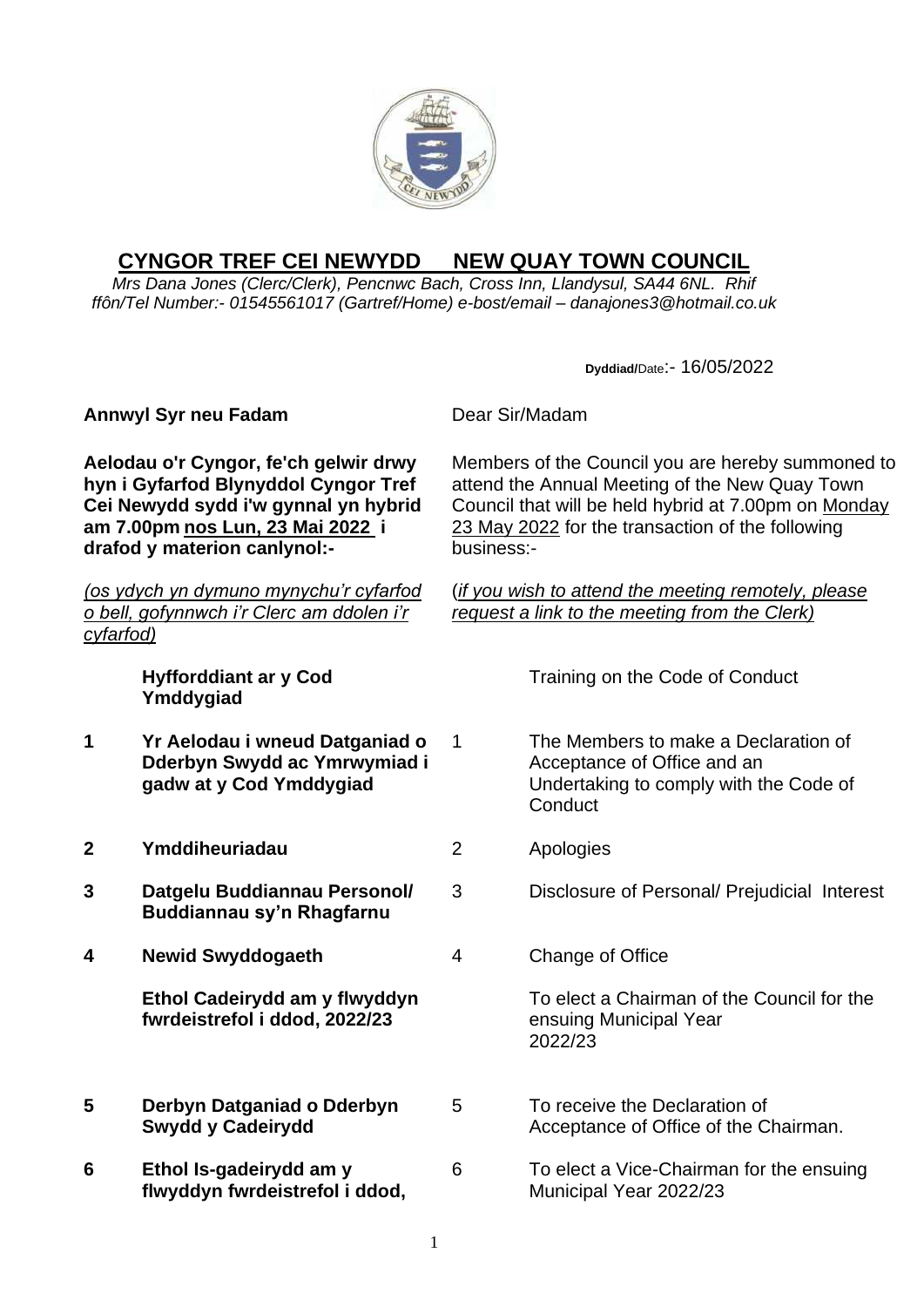# CYNGOR TREF CEI NEWYDD NEW QUAY TOWN COUNCIL

*Mrs Dana Jones (Clerc/Clerk), Pencnwc Bach, Cross Inn, Llandysul, SA44 6NL. Rhif ffôn/Tel Number:- 01545561017 (Gartref/Home) e-bost/email – danajones3@hotmail.co.uk*

Dyddiad/Date:- 16/05/2022

| Cymraeg | English |
|---|---|
| **Annwyl Syr neu Fadam** | Dear Sir/Madam |
| **Aelodau o'r Cyngor, fe'ch gelwir drwy hyn i Gyfarfod Blynyddol Cyngor Tref Cei Newydd sydd i'w gynnal yn hybrid am 7.00pm nos Lun, 23 Mai 2022 i drafod y materion canlynol:-** | Members of the Council you are hereby summoned to attend the Annual Meeting of the New Quay Town Council that will be held hybrid at 7.00pm on Monday 23 May 2022 for the transaction of the following business:- |
| *(os ydych yn dymuno mynychu'r cyfarfod o bell, gofynnwch i'r Clerc am ddolen i'r cyfarfod)* | (*if you wish to attend the meeting remotely, please request a link to the meeting from the Clerk)* |

| | Cymraeg | | English |
|---|---|---|---|
| | **Hyfforddiant ar y Cod Ymddygiad** | | Training on the Code of Conduct |
| **1** | **Yr Aelodau i wneud Datganiad o Dderbyn Swydd ac Ymrwymiad i gadw at y Cod Ymddygiad** | 1 | The Members to make a Declaration of Acceptance of Office and an Undertaking to comply with the Code of Conduct |
| **2** | **Ymddiheuriadau** | 2 | Apologies |
| **3** | **Datgelu Buddiannau Personol/ Buddiannau sy'n Rhagfarnu** | 3 | Disclosure of Personal/ Prejudicial Interest |
| **4** | **Newid Swyddogaeth** | 4 | Change of Office |
| | **Ethol Cadeirydd am y flwyddyn fwrdeistrefol i ddod, 2022/23** | | To elect a Chairman of the Council for the ensuing Municipal Year 2022/23 |
| **5** | **Derbyn Datganiad o Dderbyn Swydd y Cadeirydd** | 5 | To receive the Declaration of Acceptance of Office of the Chairman. |
| **6** | **Ethol Is-gadeirydd am y flwyddyn fwrdeistrefol i ddod,** | 6 | To elect a Vice-Chairman for the ensuing Municipal Year 2022/23 |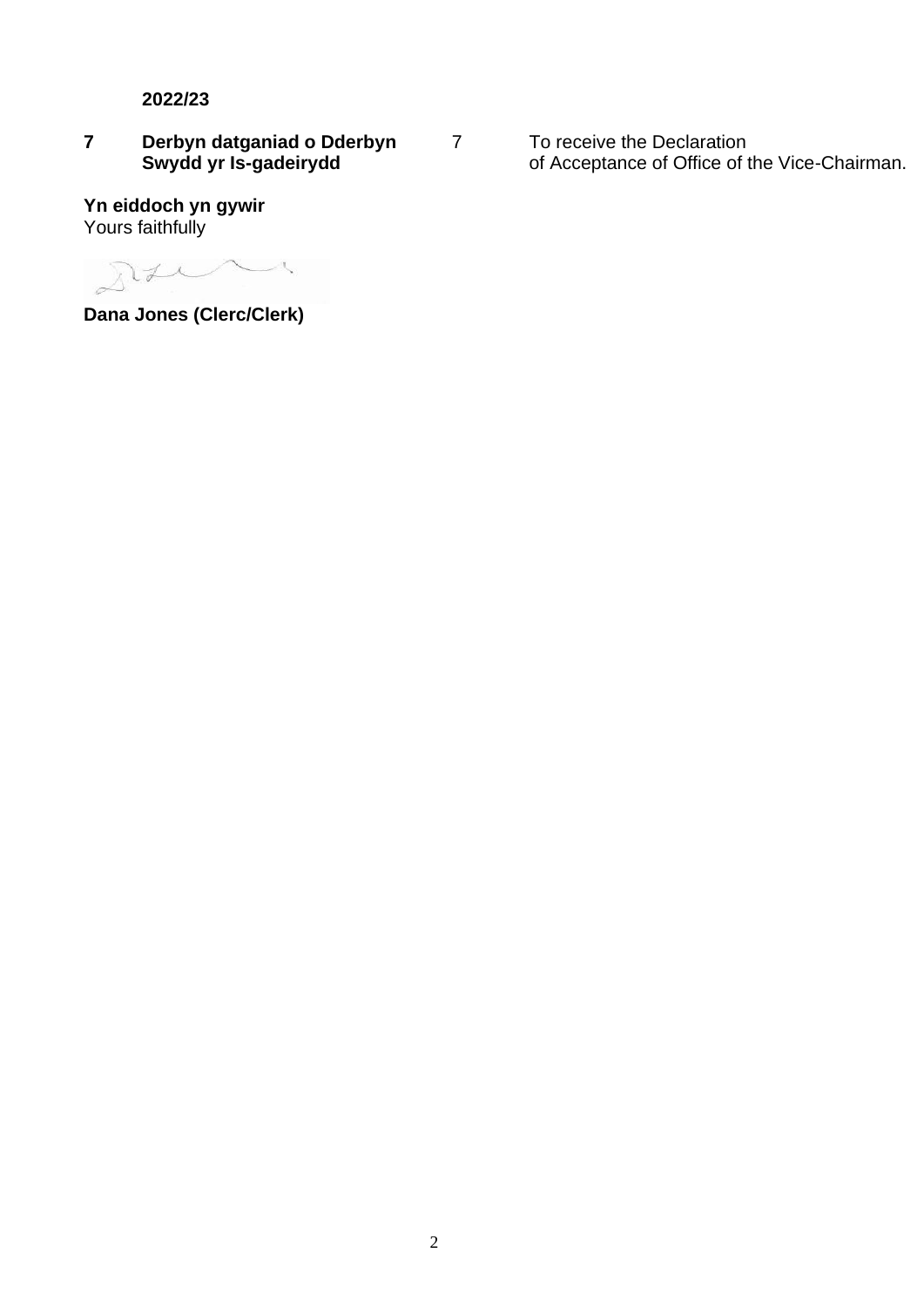**2022/23**

| | | | |
|---|---|---|---|
| **7** | **Derbyn datganiad o Dderbyn Swydd yr Is-gadeirydd** | 7 | To receive the Declaration of Acceptance of Office of the Vice-Chairman. |

**Yn eiddoch yn gywir**
Yours faithfully

**Dana Jones (Clerc/Clerk)**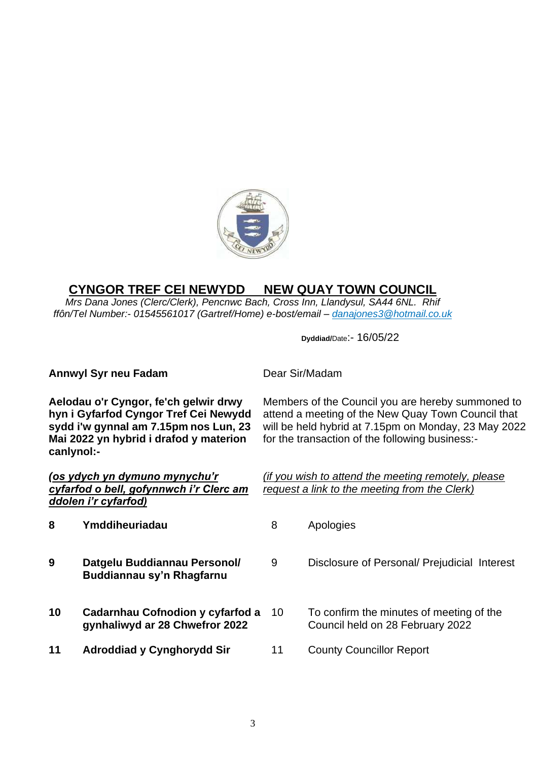## CYNGOR TREF CEI NEWYDD    NEW QUAY TOWN COUNCIL

*Mrs Dana Jones (Clerc/Clerk), Pencnwc Bach, Cross Inn, Llandysul, SA44 6NL. Rhif ffôn/Tel Number:- 01545561017 (Gartref/Home) e-bost/email – danajones3@hotmail.co.uk*

**Dyddiad/**Date:- 16/05/22

**Annwyl Syr neu Fadam**

Dear Sir/Madam

**Aelodau o'r Cyngor, fe'ch gelwir drwy hyn i Gyfarfod Cyngor Tref Cei Newydd sydd i'w gynnal am 7.15pm nos Lun, 23 Mai 2022 yn hybrid i drafod y materion canlynol:-**

Members of the Council you are hereby summoned to attend a meeting of the New Quay Town Council that will be held hybrid at 7.15pm on Monday, 23 May 2022 for the transaction of the following business:-

***(os ydych yn dymuno mynychu'r cyfarfod o bell, gofynnwch i'r Clerc am ddolen i'r cyfarfod)***

*(if you wish to attend the meeting remotely, please request a link to the meeting from the Clerk)*

| | | | |
|---|---|---|---|
| **8** | **Ymddiheuriadau** | 8 | Apologies |
| **9** | **Datgelu Buddiannau Personol/ Buddiannau sy'n Rhagfarnu** | 9 | Disclosure of Personal/ Prejudicial Interest |
| **10** | **Cadarnhau Cofnodion y cyfarfod a gynhaliwyd ar 28 Chwefror 2022** | 10 | To confirm the minutes of meeting of the Council held on 28 February 2022 |
| **11** | **Adroddiad y Cynghorydd Sir** | 11 | County Councillor Report |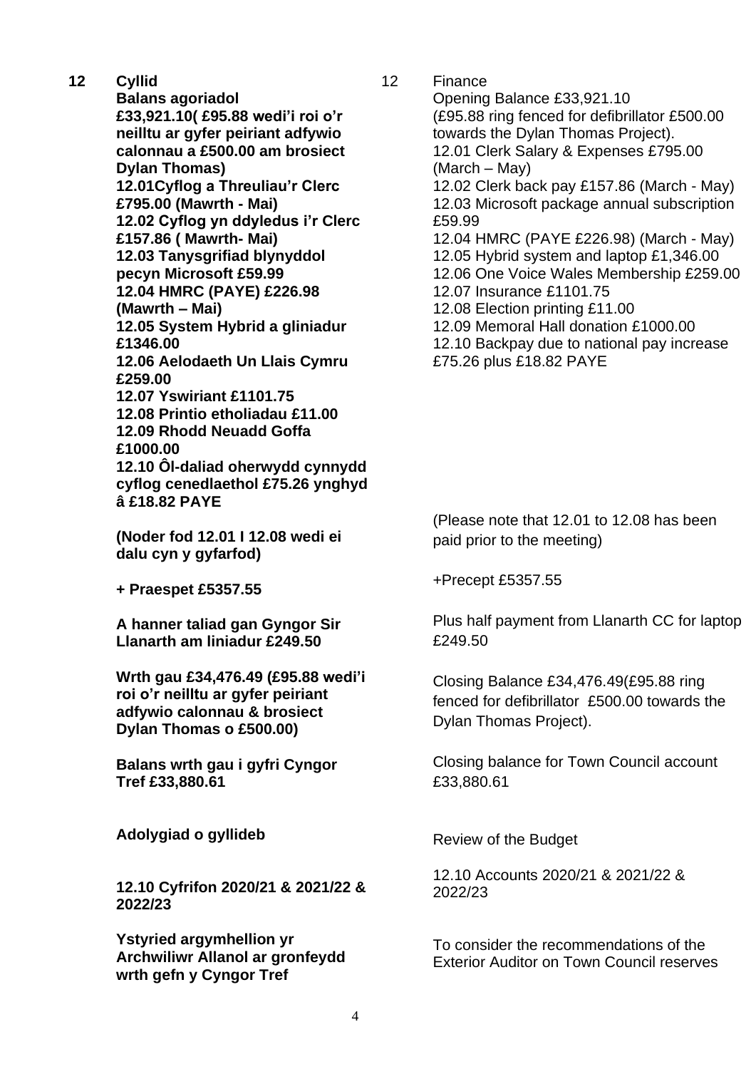| | | | |
|---|---|---|---|
| **12** | **Cyllid**<br>**Balans agoriadol £33,921.10( £95.88 wedi'i roi o'r neilltu ar gyfer peiriant adfywio calonnau a £500.00 am brosiect Dylan Thomas)**<br>**12.01Cyflog a Threuliau'r Clerc £795.00 (Mawrth - Mai)**<br>**12.02 Cyflog yn ddyledus i'r Clerc £157.86 ( Mawrth- Mai)**<br>**12.03 Tanysgrifiad blynyddol pecyn Microsoft £59.99**<br>**12.04 HMRC (PAYE) £226.98 (Mawrth – Mai)**<br>**12.05 System Hybrid a gliniadur £1346.00**<br>**12.06 Aelodaeth Un Llais Cymru £259.00**<br>**12.07 Yswiriant £1101.75**<br>**12.08 Printio etholiadau £11.00**<br>**12.09 Rhodd Neuadd Goffa £1000.00**<br>**12.10 Ôl-daliad oherwydd cynnydd cyflog cenedlaethol £75.26 ynghyd â £18.82 PAYE** | 12 | Finance<br>Opening Balance £33,921.10<br>(£95.88 ring fenced for defibrillator £500.00 towards the Dylan Thomas Project).<br>12.01 Clerk Salary & Expenses £795.00 (March – May)<br>12.02 Clerk back pay £157.86 (March - May)<br>12.03 Microsoft package annual subscription £59.99<br>12.04 HMRC (PAYE £226.98) (March - May)<br>12.05 Hybrid system and laptop £1,346.00<br>12.06 One Voice Wales Membership £259.00<br>12.07 Insurance £1101.75<br>12.08 Election printing £11.00<br>12.09 Memoral Hall donation £1000.00<br>12.10 Backpay due to national pay increase £75.26 plus £18.82 PAYE |
| | **(Noder fod 12.01 I 12.08 wedi ei dalu cyn y gyfarfod)** | | (Please note that 12.01 to 12.08 has been paid prior to the meeting) |
| | **+ Praespet £5357.55** | | +Precept £5357.55 |
| | **A hanner taliad gan Gyngor Sir Llanarth am liniadur £249.50** | | Plus half payment from Llanarth CC for laptop £249.50 |
| | **Wrth gau £34,476.49 (£95.88 wedi'i roi o'r neilltu ar gyfer peiriant adfywio calonnau & brosiect Dylan Thomas o £500.00)** | | Closing Balance £34,476.49(£95.88 ring fenced for defibrillator £500.00 towards the Dylan Thomas Project). |
| | **Balans wrth gau i gyfri Cyngor Tref £33,880.61** | | Closing balance for Town Council account £33,880.61 |
| | **Adolygiad o gyllideb** | | Review of the Budget |
| | **12.10 Cyfrifon 2020/21 & 2021/22 & 2022/23** | | 12.10 Accounts 2020/21 & 2021/22 & 2022/23 |
| | **Ystyried argymhellion yr Archwiliwr Allanol ar gronfeydd wrth gefn y Cyngor Tref** | | To consider the recommendations of the Exterior Auditor on Town Council reserves |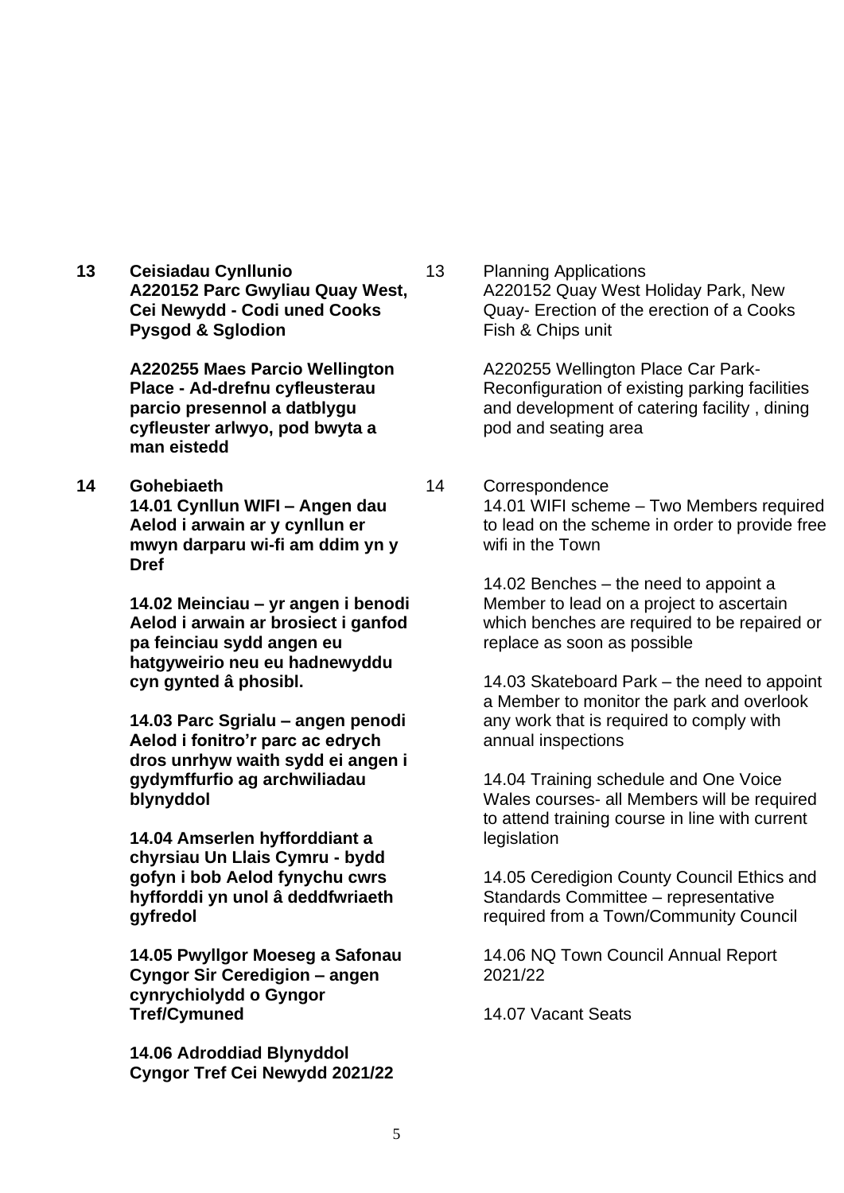**13 Ceisiadau Cynllunio**
**A220152 Parc Gwyliau Quay West, Cei Newydd - Codi uned Cooks Pysgod & Sglodion**

**A220255 Maes Parcio Wellington Place - Ad-drefnu cyfleusterau parcio presennol a datblygu cyfleuster arlwyo, pod bwyta a man eistedd**

**14 Gohebiaeth**
**14.01 Cynllun WIFI – Angen dau Aelod i arwain ar y cynllun er mwyn darparu wi-fi am ddim yn y Dref**

**14.02 Meinciau – yr angen i benodi Aelod i arwain ar brosiect i ganfod pa feinciau sydd angen eu hatgyweirio neu eu hadnewyddu cyn gynted â phosibl.**

**14.03 Parc Sgrialu – angen penodi Aelod i fonitro'r parc ac edrych dros unrhyw waith sydd ei angen i gydymffurfio ag archwiliadau blynyddol**

**14.04 Amserlen hyfforddiant a chyrsiau Un Llais Cymru - bydd gofyn i bob Aelod fynychu cwrs hyfforddi yn unol â deddfwriaeth gyfredol**

**14.05 Pwyllgor Moeseg a Safonau Cyngor Sir Ceredigion – angen cynrychiolydd o Gyngor Tref/Cymuned**

**14.06 Adroddiad Blynyddol Cyngor Tref Cei Newydd 2021/22**

13 Planning Applications
A220152 Quay West Holiday Park, New Quay- Erection of the erection of a Cooks Fish & Chips unit

A220255 Wellington Place Car Park- Reconfiguration of existing parking facilities and development of catering facility , dining pod and seating area

14 Correspondence
14.01 WIFI scheme – Two Members required to lead on the scheme in order to provide free wifi in the Town

14.02 Benches – the need to appoint a Member to lead on a project to ascertain which benches are required to be repaired or replace as soon as possible

14.03 Skateboard Park – the need to appoint a Member to monitor the park and overlook any work that is required to comply with annual inspections

14.04 Training schedule and One Voice Wales courses- all Members will be required to attend training course in line with current legislation

14.05 Ceredigion County Council Ethics and Standards Committee – representative required from a Town/Community Council

14.06 NQ Town Council Annual Report 2021/22

14.07 Vacant Seats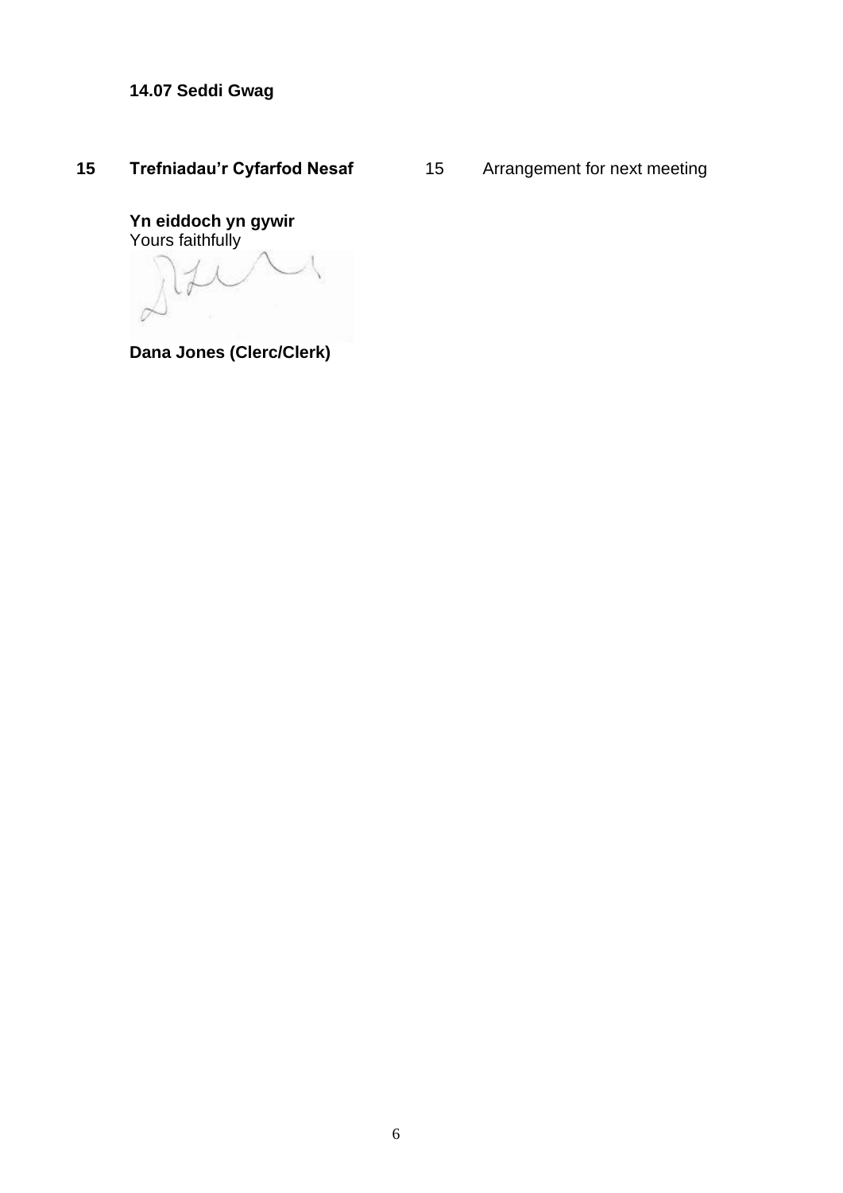**14.07 Seddi Gwag**

**15 Trefniadau'r Cyfarfod Nesaf** 15 Arrangement for next meeting

**Yn eiddoch yn gywir**
Yours faithfully

**Dana Jones (Clerc/Clerk)**